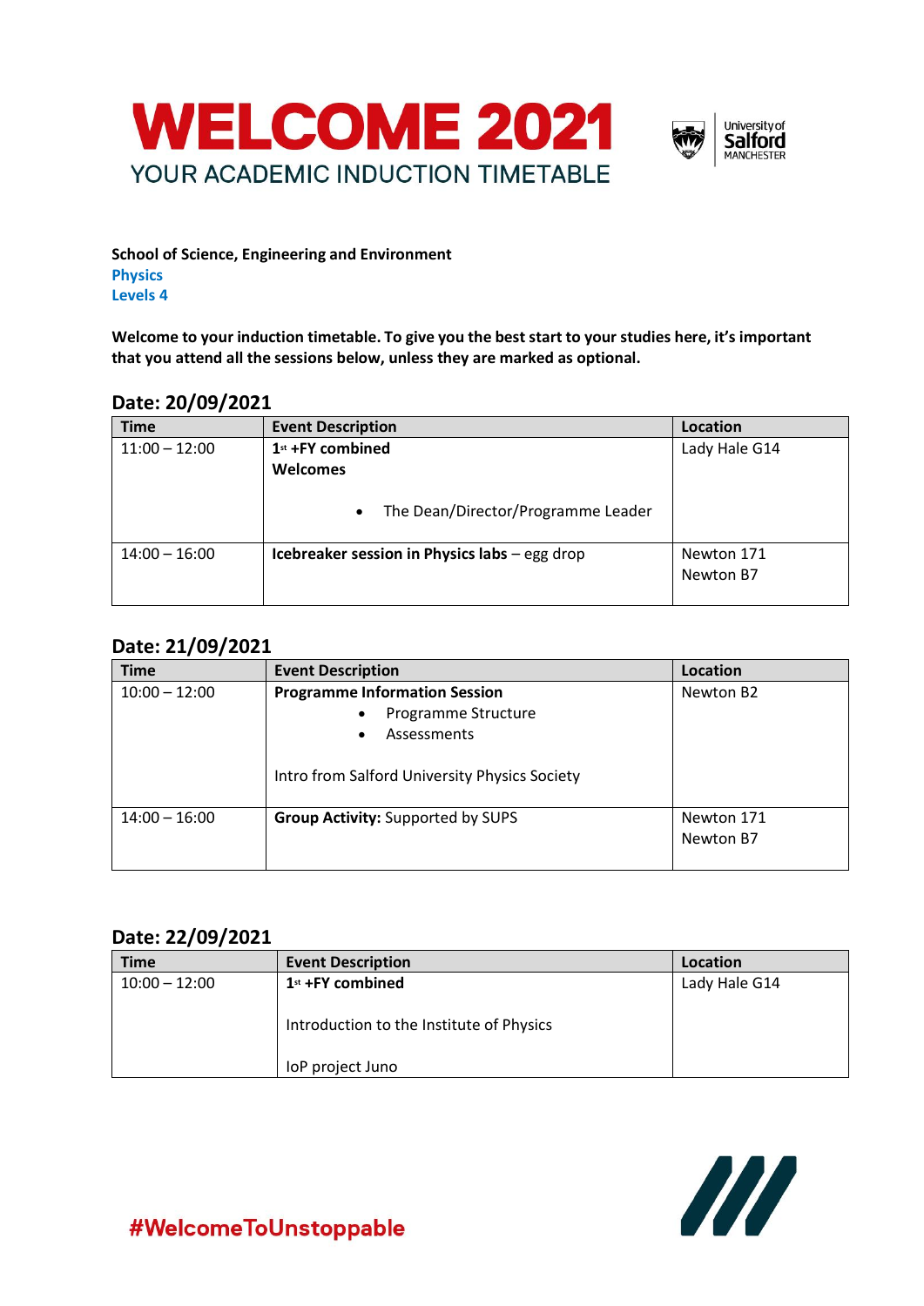# WELCOME 2021

## YOUR ACADEMIC INDUCTION TIMETABLE

**School of Science, Engineering and Environment**
**Physics**
**Levels 4**

**Welcome to your induction timetable. To give you the best start to your studies here, it's important that you attend all the sessions below, unless they are marked as optional.**

### Date: 20/09/2021

| Time | Event Description | Location |
|---|---|---|
| 11:00 – 12:00 | **1st +FY combined** **Welcomes** • The Dean/Director/Programme Leader | Lady Hale G14 |
| 14:00 – 16:00 | **Icebreaker session in Physics labs** – egg drop | Newton 171 Newton B7 |

### Date: 21/09/2021

| Time | Event Description | Location |
|---|---|---|
| 10:00 – 12:00 | **Programme Information Session** • Programme Structure • Assessments Intro from Salford University Physics Society | Newton B2 |
| 14:00 – 16:00 | **Group Activity:** Supported by SUPS | Newton 171 Newton B7 |

### Date: 22/09/2021

| Time | Event Description | Location |
|---|---|---|
| 10:00 – 12:00 | **1st +FY combined** Introduction to the Institute of Physics IoP project Juno | Lady Hale G14 |

#WelcomeToUnstoppable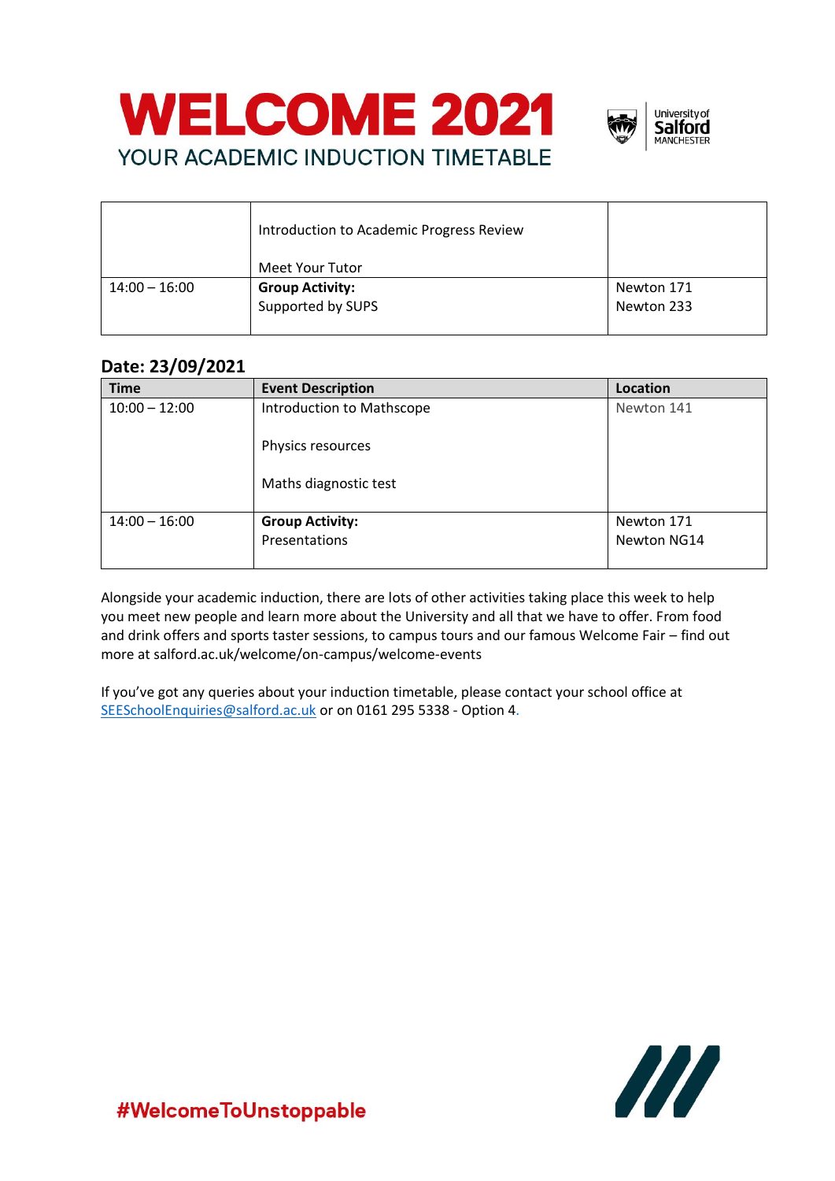# WELCOME 2021

## YOUR ACADEMIC INDUCTION TIMETABLE

| | | |
|---|---|---|
| | Introduction to Academic Progress Review<br><br>Meet Your Tutor | |
| 14:00 – 16:00 | **Group Activity:**<br>Supported by SUPS | Newton 171<br>Newton 233 |

### Date: 23/09/2021

| Time | Event Description | Location |
|---|---|---|
| 10:00 – 12:00 | Introduction to Mathscope<br><br>Physics resources<br><br>Maths diagnostic test | Newton 141 |
| 14:00 – 16:00 | **Group Activity:**<br>Presentations | Newton 171<br>Newton NG14 |

Alongside your academic induction, there are lots of other activities taking place this week to help you meet new people and learn more about the University and all that we have to offer. From food and drink offers and sports taster sessions, to campus tours and our famous Welcome Fair – find out more at salford.ac.uk/welcome/on-campus/welcome-events

If you've got any queries about your induction timetable, please contact your school office at SEESchoolEnquiries@salford.ac.uk or on 0161 295 5338 - Option 4.

#WelcomeToUnstoppable